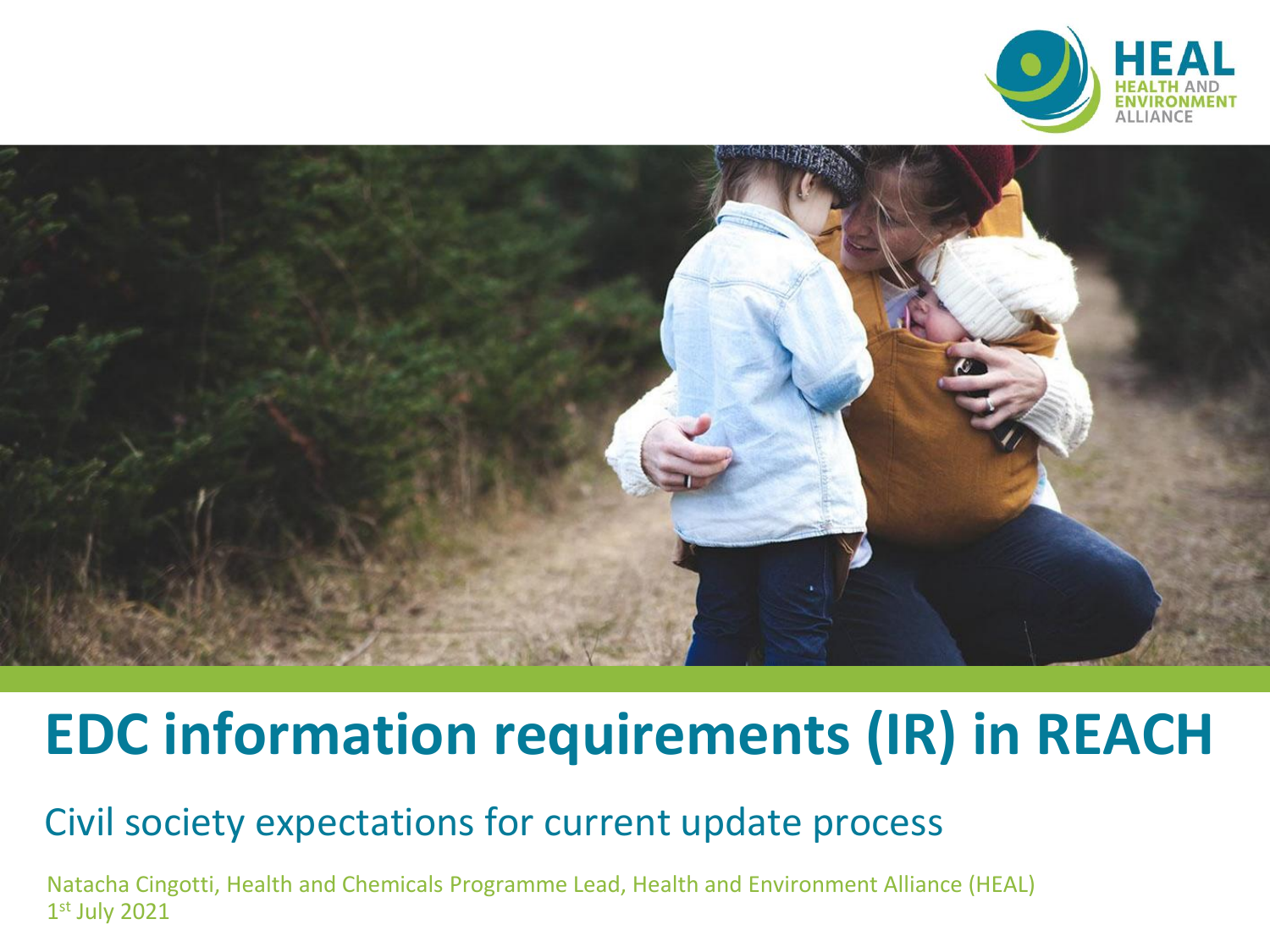# EDC information requirements (IR) in REACH

## Civil society expectations for current update process

Natacha Cingotti, Health and Chemicals Programme Lead, Health and Environment Alliance (HEAL)
1st July 2021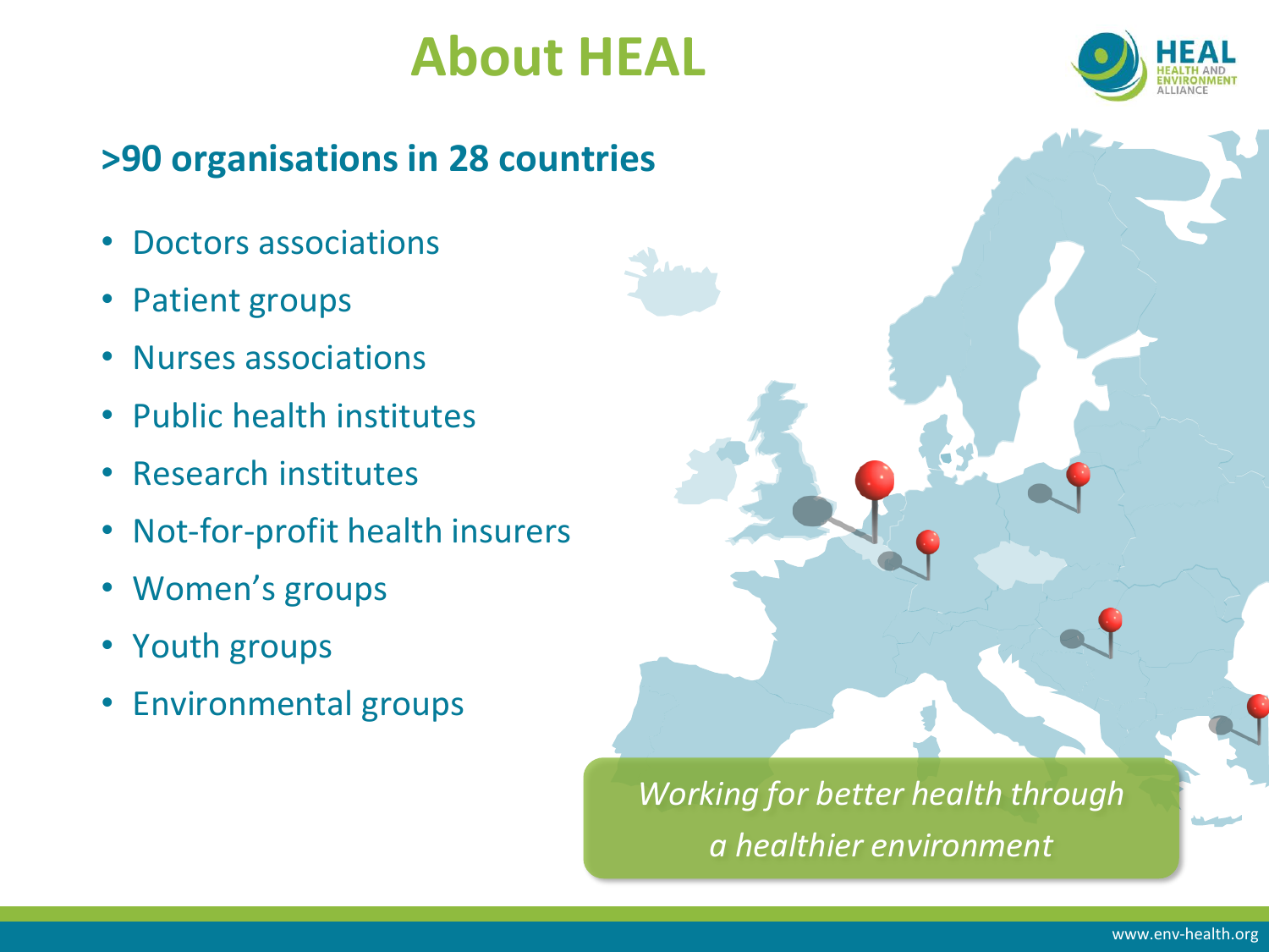# About HEAL

## >90 organisations in 28 countries

- Doctors associations
- Patient groups
- Nurses associations
- Public health institutes
- Research institutes
- Not-for-profit health insurers
- Women's groups
- Youth groups
- Environmental groups

*Working for better health through a healthier environment*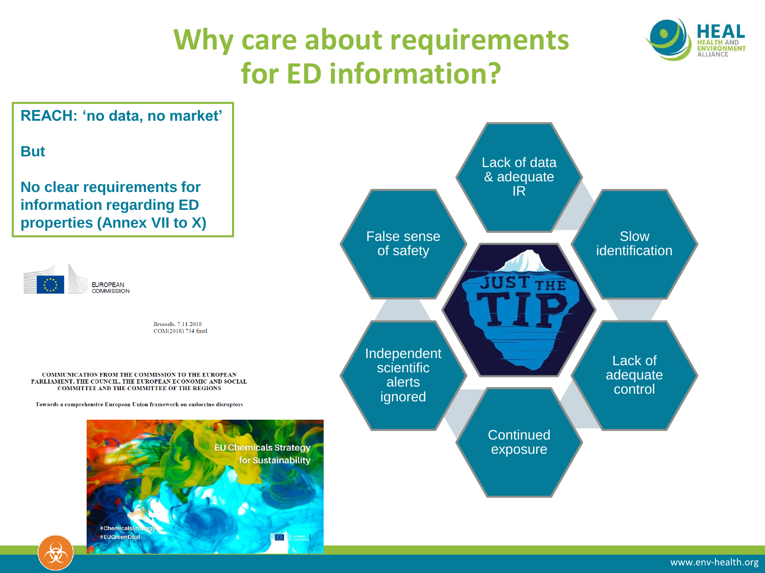# Why care about requirements for ED information?

**REACH: 'no data, no market'**

**But**

**No clear requirements for information regarding ED properties (Annex VII to X)**

EUROPEAN COMMISSION

Brussels, 7.11.2018
COM(2018) 734 final

COMMUNICATION FROM THE COMMISSION TO THE EUROPEAN PARLIAMENT, THE COUNCIL, THE EUROPEAN ECONOMIC AND SOCIAL COMMITTEE AND THE COMMITTEE OF THE REGIONS

Towards a comprehensive European Union framework on endocrine disruptors

EU Chemicals Strategy for Sustainability

#ChemicalsStrategy
#EUGreenDeal

- Lack of data & adequate IR
- Slow identification
- Lack of adequate control
- Continued exposure
- Independent scientific alerts ignored
- False sense of safety

JUST THE TIP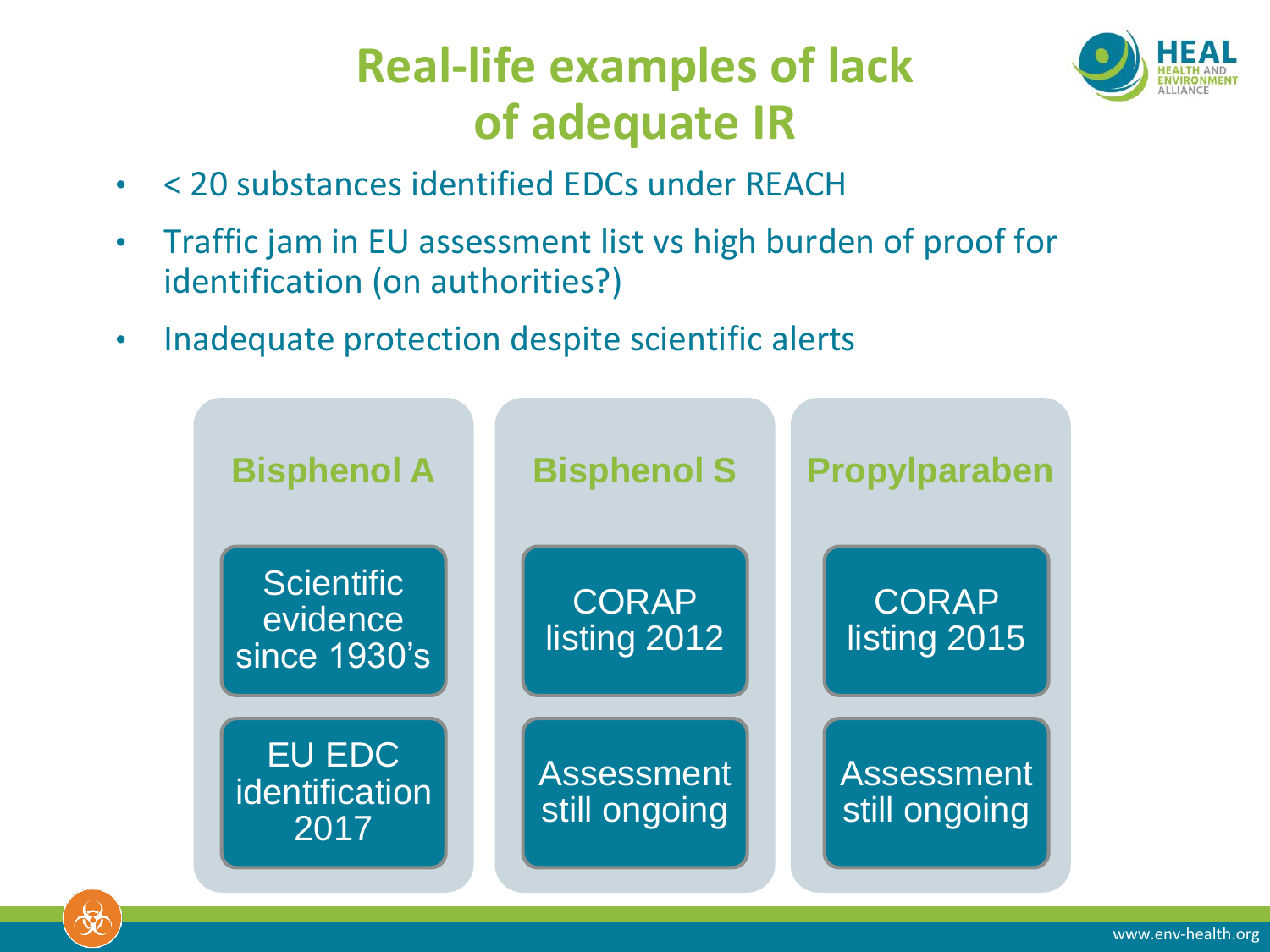# Real-life examples of lack of adequate IR

- < 20 substances identified EDCs under REACH
- Traffic jam in EU assessment list vs high burden of proof for identification (on authorities?)
- Inadequate protection despite scientific alerts

| Bisphenol A | Bisphenol S | Propylparaben |
| --- | --- | --- |
| Scientific evidence since 1930's | CORAP listing 2012 | CORAP listing 2015 |
| EU EDC identification 2017 | Assessment still ongoing | Assessment still ongoing |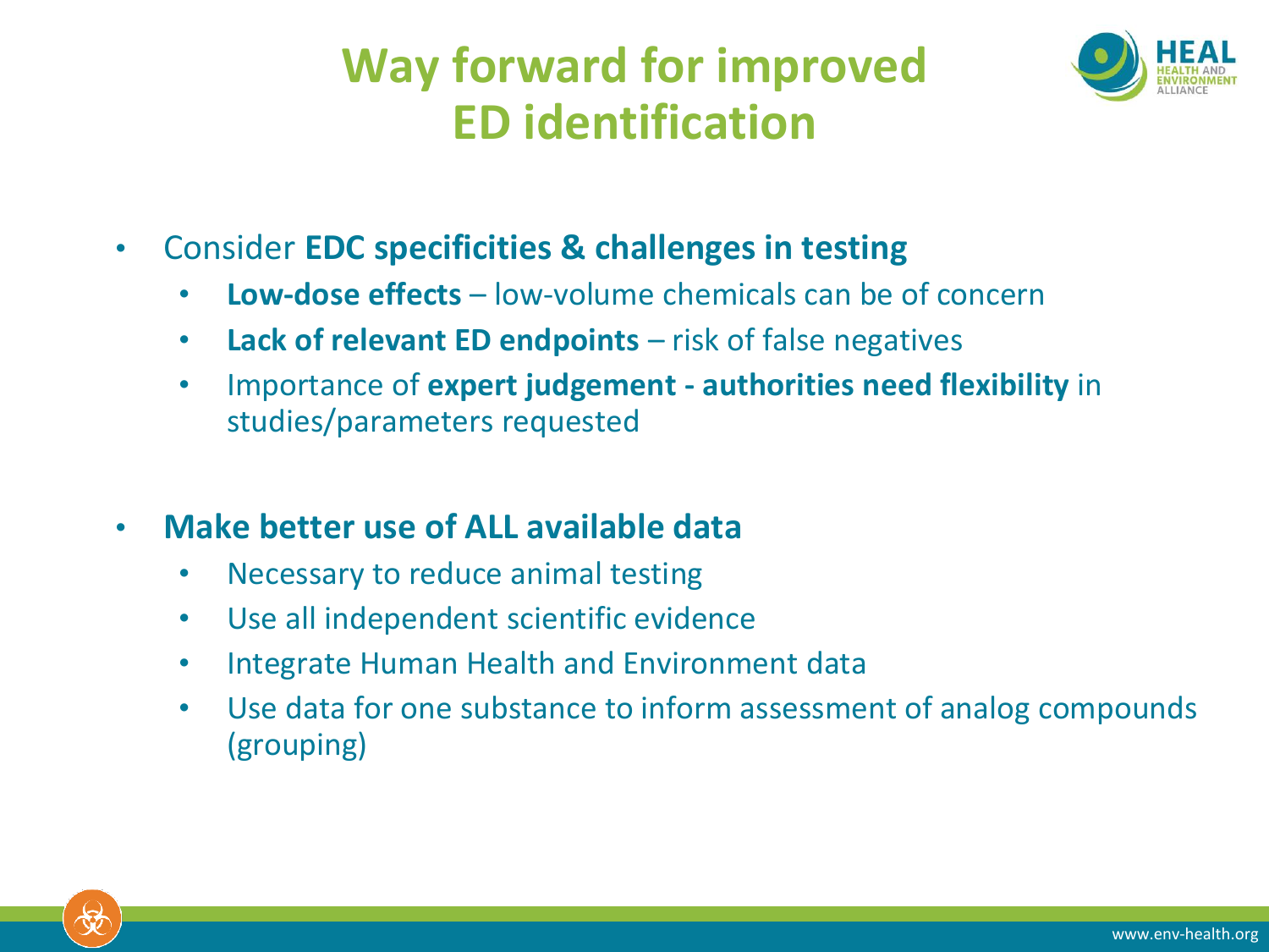# Way forward for improved ED identification

- Consider **EDC specificities & challenges in testing**
  - **Low-dose effects** – low-volume chemicals can be of concern
  - **Lack of relevant ED endpoints** – risk of false negatives
  - Importance of **expert judgement - authorities need flexibility** in studies/parameters requested

- **Make better use of ALL available data**
  - Necessary to reduce animal testing
  - Use all independent scientific evidence
  - Integrate Human Health and Environment data
  - Use data for one substance to inform assessment of analog compounds (grouping)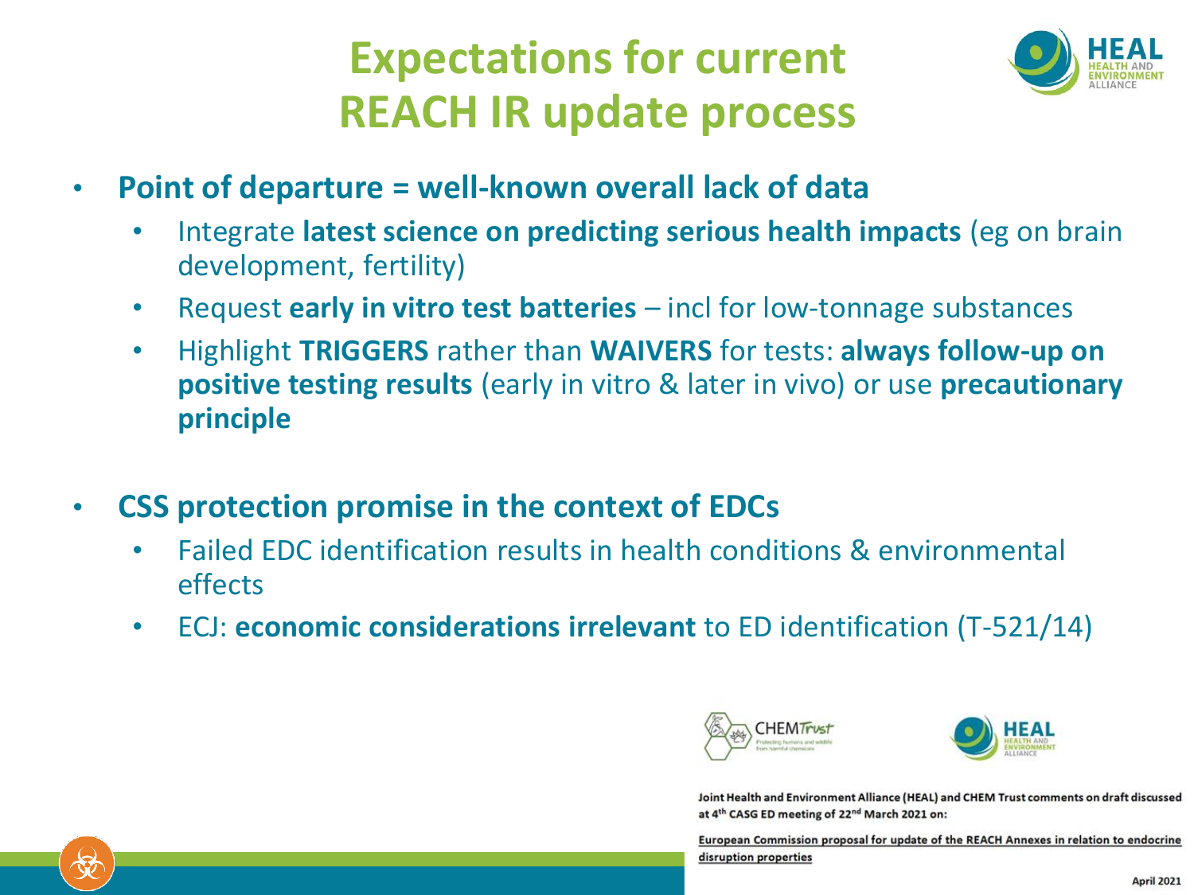# Expectations for current REACH IR update process

- **Point of departure = well-known overall lack of data**
  - Integrate **latest science on predicting serious health impacts** (eg on brain development, fertility)
  - Request **early in vitro test batteries** – incl for low-tonnage substances
  - Highlight **TRIGGERS** rather than **WAIVERS** for tests: **always follow-up on positive testing results** (early in vitro & later in vivo) or use **precautionary principle**

- **CSS protection promise in the context of EDCs**
  - Failed EDC identification results in health conditions & environmental effects
  - ECJ: **economic considerations irrelevant** to ED identification (T-521/14)

**Joint Health and Environment Alliance (HEAL) and CHEM Trust comments on draft discussed at 4th CASG ED meeting of 22nd March 2021 on:**

**European Commission proposal for update of the REACH Annexes in relation to endocrine disruption properties**

**April 2021**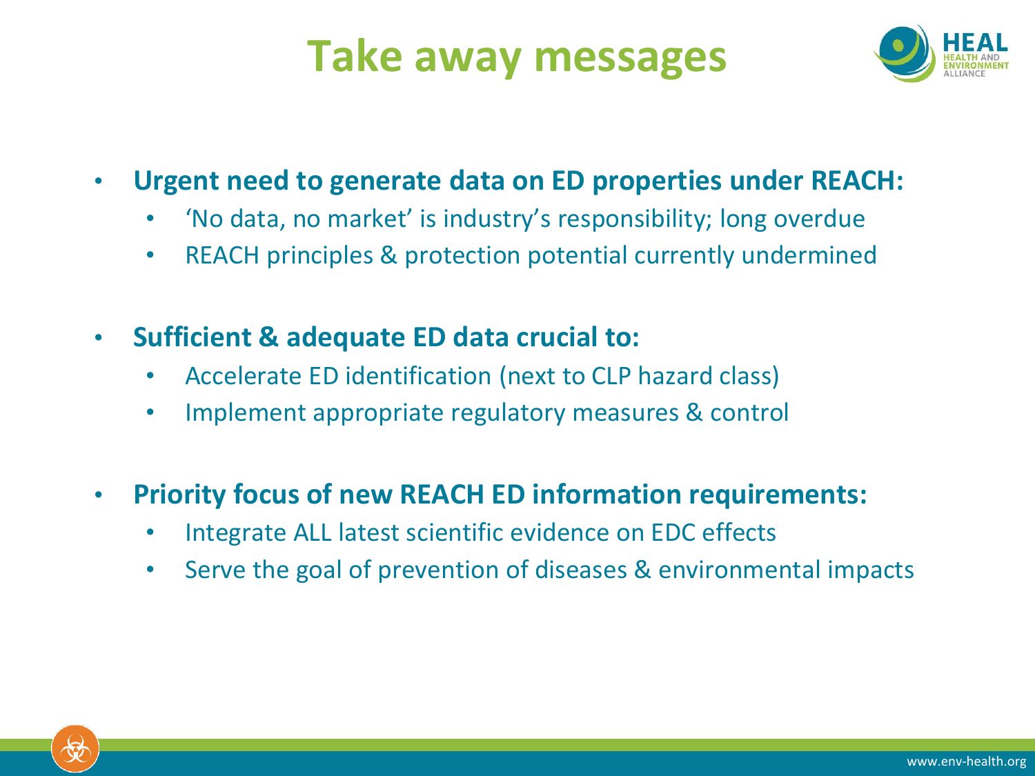# Take away messages

- **Urgent need to generate data on ED properties under REACH:**
  - 'No data, no market' is industry's responsibility; long overdue
  - REACH principles & protection potential currently undermined

- **Sufficient & adequate ED data crucial to:**
  - Accelerate ED identification (next to CLP hazard class)
  - Implement appropriate regulatory measures & control

- **Priority focus of new REACH ED information requirements:**
  - Integrate ALL latest scientific evidence on EDC effects
  - Serve the goal of prevention of diseases & environmental impacts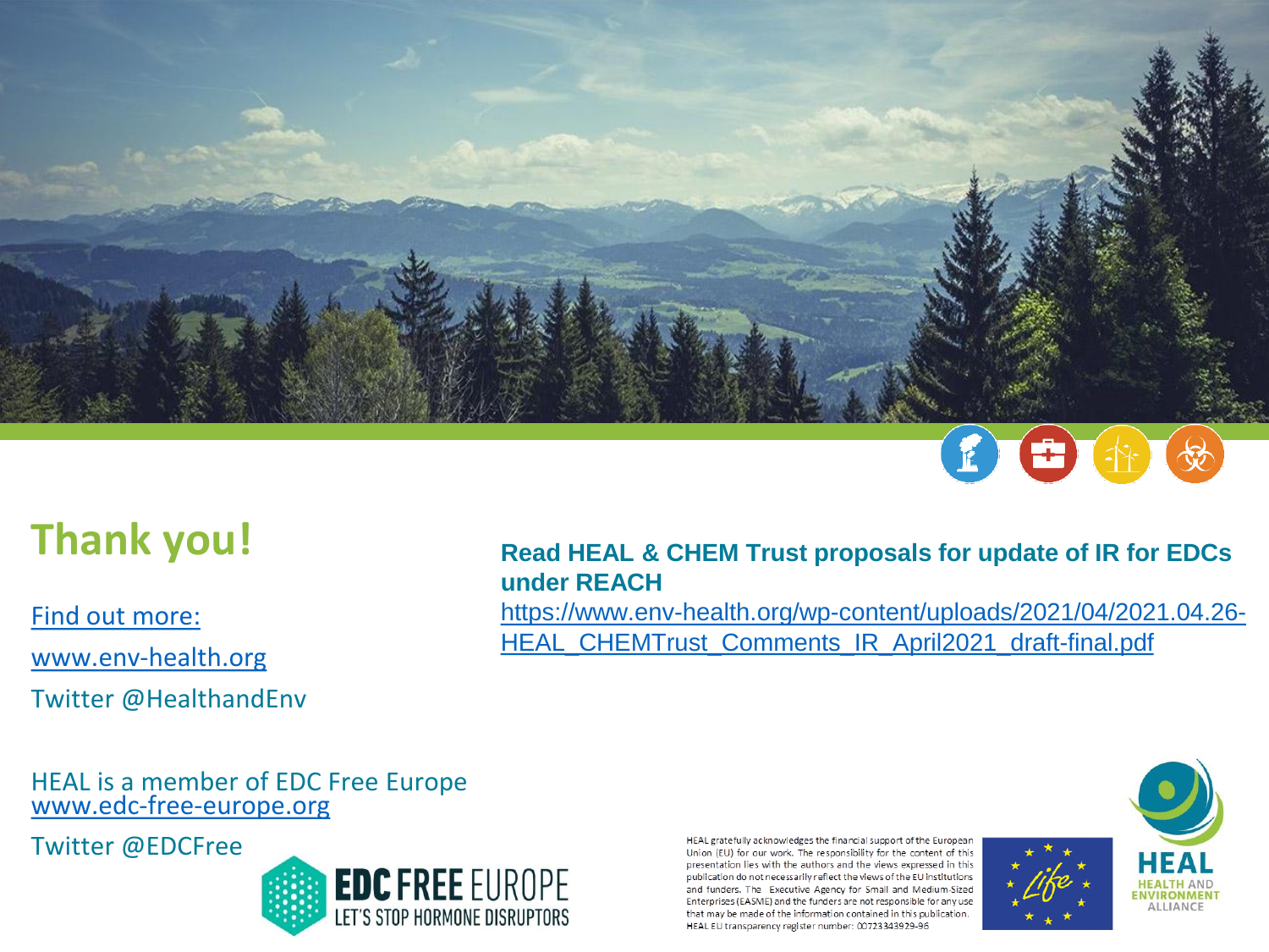# Thank you!

Find out more:

www.env-health.org

Twitter @HealthandEnv

**Read HEAL & CHEM Trust proposals for update of IR for EDCs under REACH**

https://www.env-health.org/wp-content/uploads/2021/04/2021.04.26-HEAL_CHEMTrust_Comments_IR_April2021_draft-final.pdf

HEAL is a member of EDC Free Europe
www.edc-free-europe.org

Twitter @EDCFree

EDC FREE EUROPE
LET'S STOP HORMONE DISRUPTORS

HEAL gratefully acknowledges the financial support of the European Union (EU) for our work. The responsibility for the content of this presentation lies with the authors and the views expressed in this publication do not necessarily reflect the views of the EU institutions and funders. The Executive Agency for Small and Medium-Sized Enterprises (EASME) and the funders are not responsible for any use that may be made of the information contained in this publication. HEAL EU transparency register number: 00723343929-96

HEAL
HEALTH AND ENVIRONMENT ALLIANCE